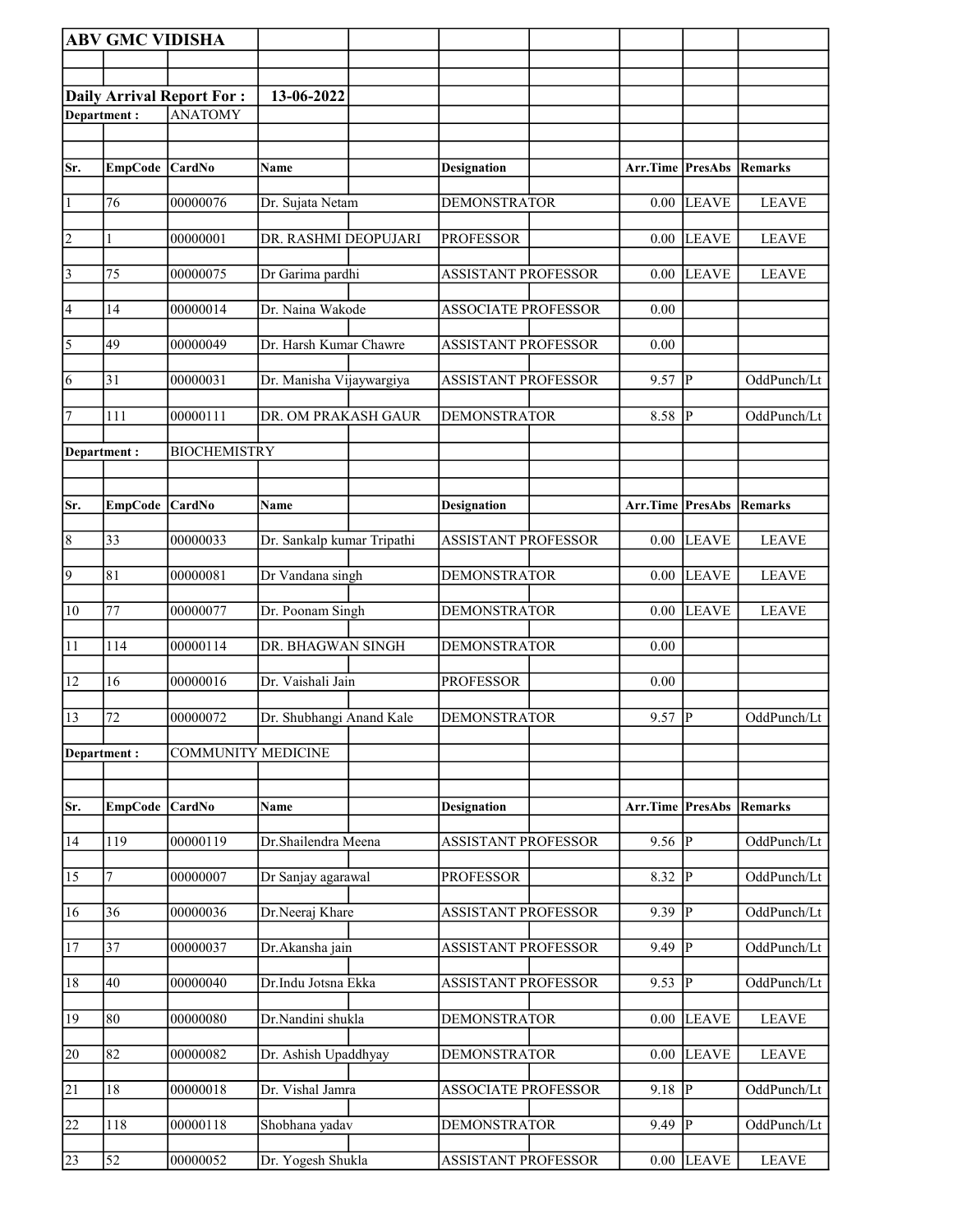**ABV GMC VIDISHA**

**Daily Arrival Report For :** **13-06-2022**

**Department :** ANATOMY

| Sr. | EmpCode | CardNo | Name | Designation | Arr.Time | PresAbs | Remarks |
|---|---|---|---|---|---|---|---|
| 1 | 76 | 00000076 | Dr. Sujata Netam | DEMONSTRATOR | 0.00 | LEAVE | LEAVE |
| 2 | 1 | 00000001 | DR. RASHMI DEOPUJARI | PROFESSOR | 0.00 | LEAVE | LEAVE |
| 3 | 75 | 00000075 | Dr Garima pardhi | ASSISTANT PROFESSOR | 0.00 | LEAVE | LEAVE |
| 4 | 14 | 00000014 | Dr. Naina Wakode | ASSOCIATE PROFESSOR | 0.00 | | |
| 5 | 49 | 00000049 | Dr. Harsh Kumar Chawre | ASSISTANT PROFESSOR | 0.00 | | |
| 6 | 31 | 00000031 | Dr. Manisha Vijaywargiya | ASSISTANT PROFESSOR | 9.57 | P | OddPunch/Lt |
| 7 | 111 | 00000111 | DR. OM PRAKASH GAUR | DEMONSTRATOR | 8.58 | P | OddPunch/Lt |

**Department :** BIOCHEMISTRY

| Sr. | EmpCode | CardNo | Name | Designation | Arr.Time | PresAbs | Remarks |
|---|---|---|---|---|---|---|---|
| 8 | 33 | 00000033 | Dr. Sankalp kumar Tripathi | ASSISTANT PROFESSOR | 0.00 | LEAVE | LEAVE |
| 9 | 81 | 00000081 | Dr Vandana singh | DEMONSTRATOR | 0.00 | LEAVE | LEAVE |
| 10 | 77 | 00000077 | Dr. Poonam Singh | DEMONSTRATOR | 0.00 | LEAVE | LEAVE |
| 11 | 114 | 00000114 | DR. BHAGWAN SINGH | DEMONSTRATOR | 0.00 | | |
| 12 | 16 | 00000016 | Dr. Vaishali Jain | PROFESSOR | 0.00 | | |
| 13 | 72 | 00000072 | Dr. Shubhangi Anand Kale | DEMONSTRATOR | 9.57 | P | OddPunch/Lt |

**Department :** COMMUNITY MEDICINE

| Sr. | EmpCode | CardNo | Name | Designation | Arr.Time | PresAbs | Remarks |
|---|---|---|---|---|---|---|---|
| 14 | 119 | 00000119 | Dr.Shailendra Meena | ASSISTANT PROFESSOR | 9.56 | P | OddPunch/Lt |
| 15 | 7 | 00000007 | Dr Sanjay agarawal | PROFESSOR | 8.32 | P | OddPunch/Lt |
| 16 | 36 | 00000036 | Dr.Neeraj Khare | ASSISTANT PROFESSOR | 9.39 | P | OddPunch/Lt |
| 17 | 37 | 00000037 | Dr.Akansha jain | ASSISTANT PROFESSOR | 9.49 | P | OddPunch/Lt |
| 18 | 40 | 00000040 | Dr.Indu Jotsna Ekka | ASSISTANT PROFESSOR | 9.53 | P | OddPunch/Lt |
| 19 | 80 | 00000080 | Dr.Nandini shukla | DEMONSTRATOR | 0.00 | LEAVE | LEAVE |
| 20 | 82 | 00000082 | Dr. Ashish Upaddhyay | DEMONSTRATOR | 0.00 | LEAVE | LEAVE |
| 21 | 18 | 00000018 | Dr. Vishal Jamra | ASSOCIATE PROFESSOR | 9.18 | P | OddPunch/Lt |
| 22 | 118 | 00000118 | Shobhana yadav | DEMONSTRATOR | 9.49 | P | OddPunch/Lt |
| 23 | 52 | 00000052 | Dr. Yogesh Shukla | ASSISTANT PROFESSOR | 0.00 | LEAVE | LEAVE |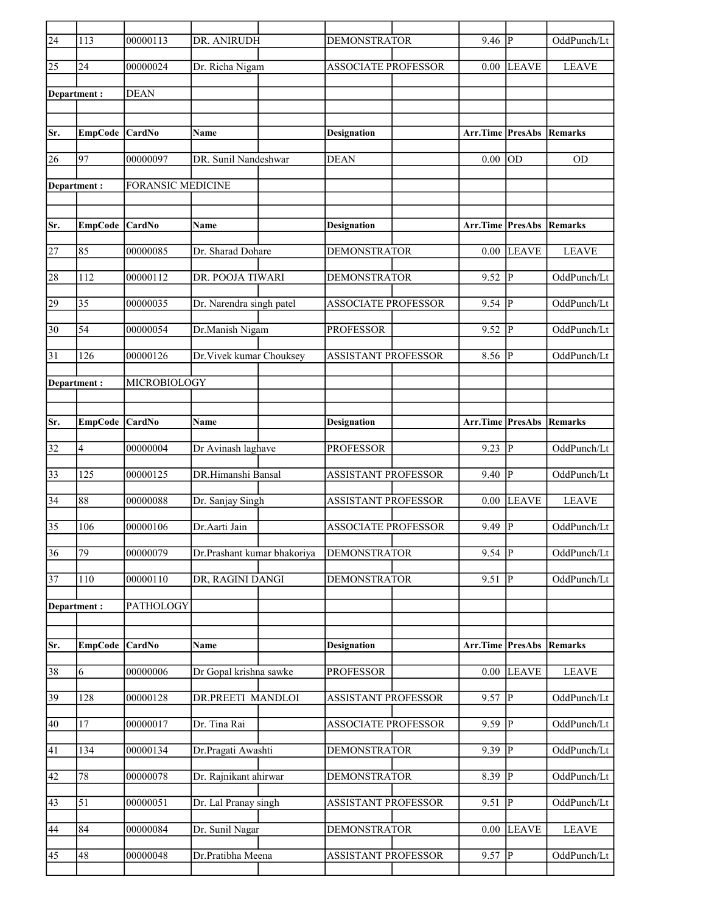| | | | | | | | |
|---|---|---|---|---|---|---|---|
| 24 | 113 | 00000113 | DR. ANIRUDH | DEMONSTRATOR | 9.46 | P | OddPunch/Lt |
| 25 | 24 | 00000024 | Dr. Richa Nigam | ASSOCIATE PROFESSOR | 0.00 | LEAVE | LEAVE |
| **Department :** | | DEAN | | | | | |
| **Sr.** | **EmpCode** | **CardNo** | **Name** | **Designation** | **Arr.Time** | **PresAbs** | **Remarks** |
| 26 | 97 | 00000097 | DR. Sunil Nandeshwar | DEAN | 0.00 | OD | OD |
| **Department :** | | FORANSIC MEDICINE | | | | | |
| **Sr.** | **EmpCode** | **CardNo** | **Name** | **Designation** | **Arr.Time** | **PresAbs** | **Remarks** |
| 27 | 85 | 00000085 | Dr. Sharad Dohare | DEMONSTRATOR | 0.00 | LEAVE | LEAVE |
| 28 | 112 | 00000112 | DR. POOJA TIWARI | DEMONSTRATOR | 9.52 | P | OddPunch/Lt |
| 29 | 35 | 00000035 | Dr. Narendra singh patel | ASSOCIATE PROFESSOR | 9.54 | P | OddPunch/Lt |
| 30 | 54 | 00000054 | Dr.Manish Nigam | PROFESSOR | 9.52 | P | OddPunch/Lt |
| 31 | 126 | 00000126 | Dr.Vivek kumar Chouksey | ASSISTANT PROFESSOR | 8.56 | P | OddPunch/Lt |
| **Department :** | | MICROBIOLOGY | | | | | |
| **Sr.** | **EmpCode** | **CardNo** | **Name** | **Designation** | **Arr.Time** | **PresAbs** | **Remarks** |
| 32 | 4 | 00000004 | Dr Avinash laghave | PROFESSOR | 9.23 | P | OddPunch/Lt |
| 33 | 125 | 00000125 | DR.Himanshi Bansal | ASSISTANT PROFESSOR | 9.40 | P | OddPunch/Lt |
| 34 | 88 | 00000088 | Dr. Sanjay Singh | ASSISTANT PROFESSOR | 0.00 | LEAVE | LEAVE |
| 35 | 106 | 00000106 | Dr.Aarti Jain | ASSOCIATE PROFESSOR | 9.49 | P | OddPunch/Lt |
| 36 | 79 | 00000079 | Dr.Prashant kumar bhakoriya | DEMONSTRATOR | 9.54 | P | OddPunch/Lt |
| 37 | 110 | 00000110 | DR, RAGINI DANGI | DEMONSTRATOR | 9.51 | P | OddPunch/Lt |
| **Department :** | | PATHOLOGY | | | | | |
| **Sr.** | **EmpCode** | **CardNo** | **Name** | **Designation** | **Arr.Time** | **PresAbs** | **Remarks** |
| 38 | 6 | 00000006 | Dr Gopal krishna sawke | PROFESSOR | 0.00 | LEAVE | LEAVE |
| 39 | 128 | 00000128 | DR.PREETI MANDLOI | ASSISTANT PROFESSOR | 9.57 | P | OddPunch/Lt |
| 40 | 17 | 00000017 | Dr. Tina Rai | ASSOCIATE PROFESSOR | 9.59 | P | OddPunch/Lt |
| 41 | 134 | 00000134 | Dr.Pragati Awashti | DEMONSTRATOR | 9.39 | P | OddPunch/Lt |
| 42 | 78 | 00000078 | Dr. Rajnikant ahirwar | DEMONSTRATOR | 8.39 | P | OddPunch/Lt |
| 43 | 51 | 00000051 | Dr. Lal Pranay singh | ASSISTANT PROFESSOR | 9.51 | P | OddPunch/Lt |
| 44 | 84 | 00000084 | Dr. Sunil Nagar | DEMONSTRATOR | 0.00 | LEAVE | LEAVE |
| 45 | 48 | 00000048 | Dr.Pratibha Meena | ASSISTANT PROFESSOR | 9.57 | P | OddPunch/Lt |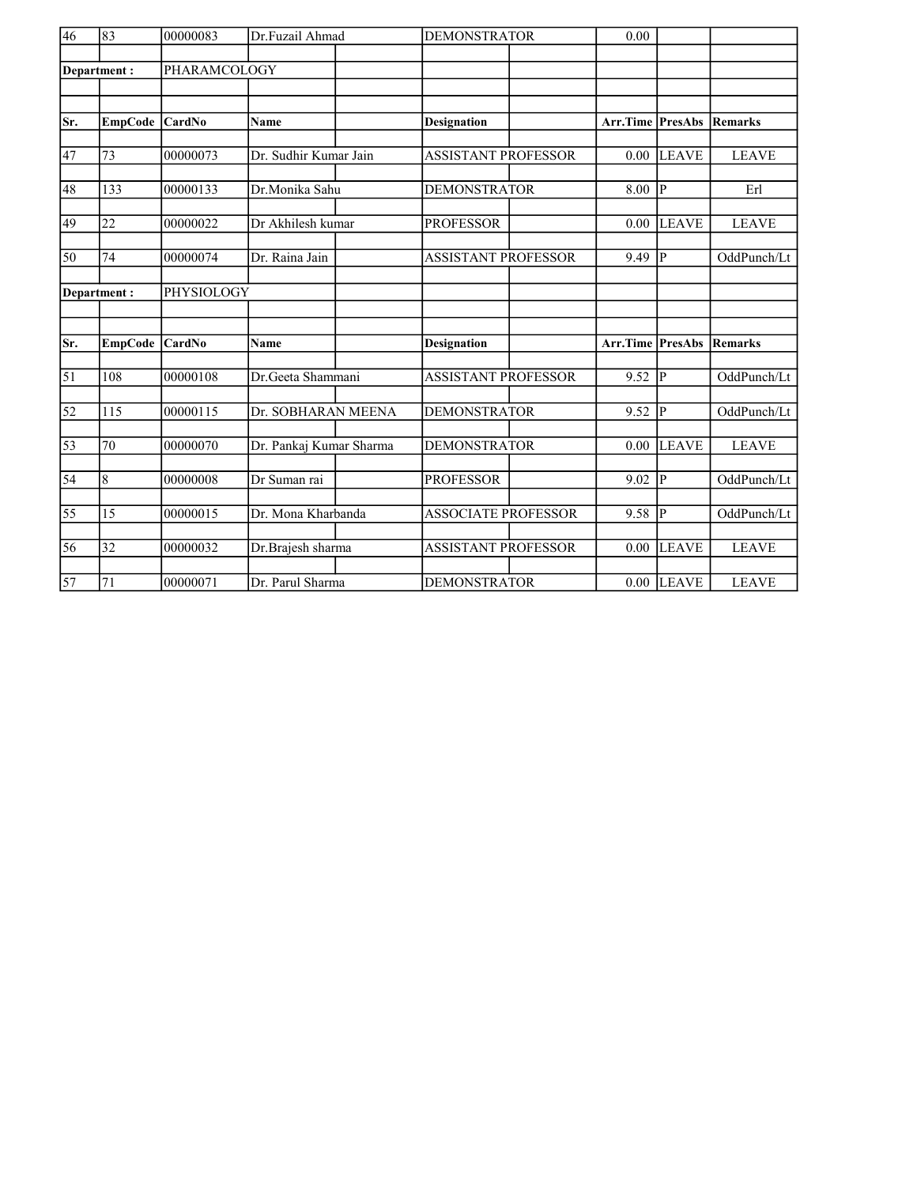| Sr. | EmpCode | CardNo | Name | Designation | Arr.Time | PresAbs | Remarks |
|---|---|---|---|---|---|---|---|
| 46 | 83 | 00000083 | Dr.Fuzail Ahmad | DEMONSTRATOR | 0.00 | | |

**Department :** PHARAMCOLOGY

| Sr. | EmpCode | CardNo | Name | Designation | Arr.Time | PresAbs | Remarks |
|---|---|---|---|---|---|---|---|
| 47 | 73 | 00000073 | Dr. Sudhir Kumar Jain | ASSISTANT PROFESSOR | 0.00 | LEAVE | LEAVE |
| 48 | 133 | 00000133 | Dr.Monika Sahu | DEMONSTRATOR | 8.00 | P | Erl |
| 49 | 22 | 00000022 | Dr Akhilesh kumar | PROFESSOR | 0.00 | LEAVE | LEAVE |
| 50 | 74 | 00000074 | Dr. Raina Jain | ASSISTANT PROFESSOR | 9.49 | P | OddPunch/Lt |

**Department :** PHYSIOLOGY

| Sr. | EmpCode | CardNo | Name | Designation | Arr.Time | PresAbs | Remarks |
|---|---|---|---|---|---|---|---|
| 51 | 108 | 00000108 | Dr.Geeta Shammani | ASSISTANT PROFESSOR | 9.52 | P | OddPunch/Lt |
| 52 | 115 | 00000115 | Dr. SOBHARAN MEENA | DEMONSTRATOR | 9.52 | P | OddPunch/Lt |
| 53 | 70 | 00000070 | Dr. Pankaj Kumar Sharma | DEMONSTRATOR | 0.00 | LEAVE | LEAVE |
| 54 | 8 | 00000008 | Dr Suman rai | PROFESSOR | 9.02 | P | OddPunch/Lt |
| 55 | 15 | 00000015 | Dr. Mona Kharbanda | ASSOCIATE PROFESSOR | 9.58 | P | OddPunch/Lt |
| 56 | 32 | 00000032 | Dr.Brajesh sharma | ASSISTANT PROFESSOR | 0.00 | LEAVE | LEAVE |
| 57 | 71 | 00000071 | Dr. Parul Sharma | DEMONSTRATOR | 0.00 | LEAVE | LEAVE |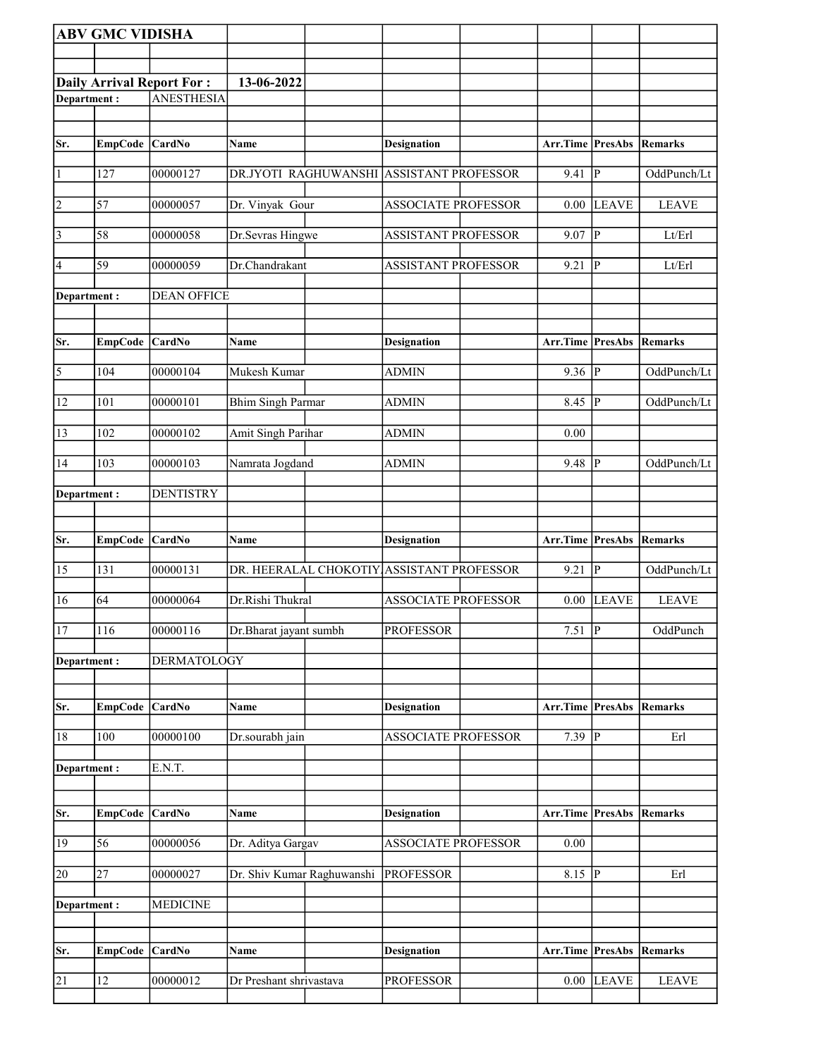**ABV GMC VIDISHA**

**Daily Arrival Report For :** **13-06-2022**

**Department :** ANESTHESIA

| Sr. | EmpCode | CardNo | Name | Designation | Arr.Time | PresAbs | Remarks |
|---|---|---|---|---|---|---|---|
| 1 | 127 | 00000127 | DR.JYOTI RAGHUWANSHI | ASSISTANT PROFESSOR | 9.41 | P | OddPunch/Lt |
| 2 | 57 | 00000057 | Dr. Vinyak Gour | ASSOCIATE PROFESSOR | 0.00 | LEAVE | LEAVE |
| 3 | 58 | 00000058 | Dr.Sevras Hingwe | ASSISTANT PROFESSOR | 9.07 | P | Lt/Erl |
| 4 | 59 | 00000059 | Dr.Chandrakant | ASSISTANT PROFESSOR | 9.21 | P | Lt/Erl |

**Department :** DEAN OFFICE

| Sr. | EmpCode | CardNo | Name | Designation | Arr.Time | PresAbs | Remarks |
|---|---|---|---|---|---|---|---|
| 5 | 104 | 00000104 | Mukesh Kumar | ADMIN | 9.36 | P | OddPunch/Lt |
| 12 | 101 | 00000101 | Bhim Singh Parmar | ADMIN | 8.45 | P | OddPunch/Lt |
| 13 | 102 | 00000102 | Amit Singh Parihar | ADMIN | 0.00 | | |
| 14 | 103 | 00000103 | Namrata Jogdand | ADMIN | 9.48 | P | OddPunch/Lt |

**Department :** DENTISTRY

| Sr. | EmpCode | CardNo | Name | Designation | Arr.Time | PresAbs | Remarks |
|---|---|---|---|---|---|---|---|
| 15 | 131 | 00000131 | DR. HEERALAL CHOKOTIY | ASSISTANT PROFESSOR | 9.21 | P | OddPunch/Lt |
| 16 | 64 | 00000064 | Dr.Rishi Thukral | ASSOCIATE PROFESSOR | 0.00 | LEAVE | LEAVE |
| 17 | 116 | 00000116 | Dr.Bharat jayant sumbh | PROFESSOR | 7.51 | P | OddPunch |

**Department :** DERMATOLOGY

| Sr. | EmpCode | CardNo | Name | Designation | Arr.Time | PresAbs | Remarks |
|---|---|---|---|---|---|---|---|
| 18 | 100 | 00000100 | Dr.sourabh jain | ASSOCIATE PROFESSOR | 7.39 | P | Erl |

**Department :** E.N.T.

| Sr. | EmpCode | CardNo | Name | Designation | Arr.Time | PresAbs | Remarks |
|---|---|---|---|---|---|---|---|
| 19 | 56 | 00000056 | Dr. Aditya Gargav | ASSOCIATE PROFESSOR | 0.00 | | |
| 20 | 27 | 00000027 | Dr. Shiv Kumar Raghuwanshi | PROFESSOR | 8.15 | P | Erl |

**Department :** MEDICINE

| Sr. | EmpCode | CardNo | Name | Designation | Arr.Time | PresAbs | Remarks |
|---|---|---|---|---|---|---|---|
| 21 | 12 | 00000012 | Dr Preshant shrivastava | PROFESSOR | 0.00 | LEAVE | LEAVE |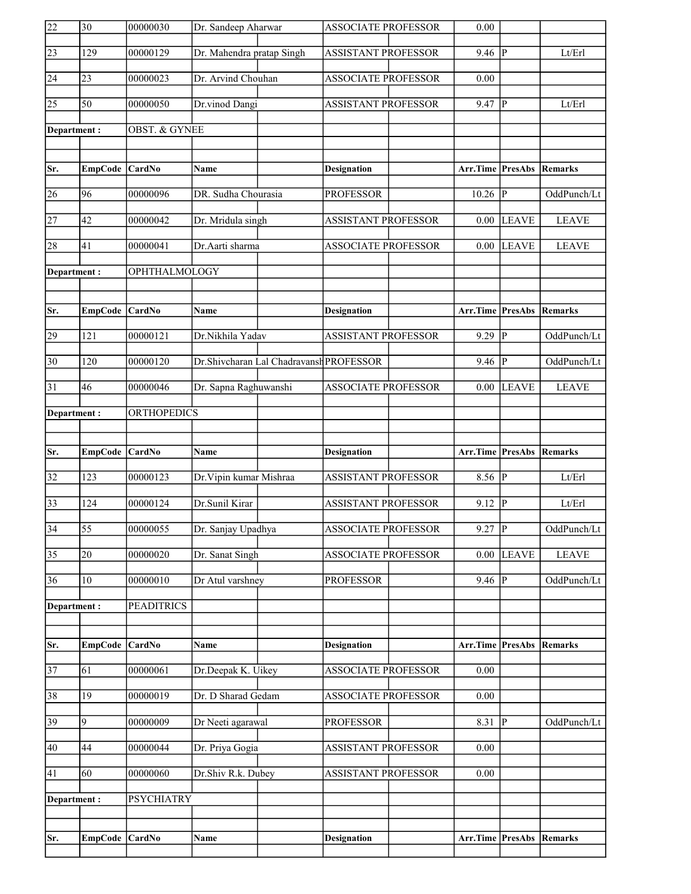| | | | | | | | |
|---|---|---|---|---|---|---|---|
| 22 | 30 | 00000030 | Dr. Sandeep Aharwar | ASSOCIATE PROFESSOR | 0.00 | | |
| 23 | 129 | 00000129 | Dr. Mahendra pratap Singh | ASSISTANT PROFESSOR | 9.46 | P | Lt/Erl |
| 24 | 23 | 00000023 | Dr. Arvind Chouhan | ASSOCIATE PROFESSOR | 0.00 | | |
| 25 | 50 | 00000050 | Dr.vinod Dangi | ASSISTANT PROFESSOR | 9.47 | P | Lt/Erl |

**Department :** OBST. & GYNEE

| Sr. | EmpCode | CardNo | Name | Designation | Arr.Time | PresAbs | Remarks |
|---|---|---|---|---|---|---|---|
| 26 | 96 | 00000096 | DR. Sudha Chourasia | PROFESSOR | 10.26 | P | OddPunch/Lt |
| 27 | 42 | 00000042 | Dr. Mridula singh | ASSISTANT PROFESSOR | 0.00 | LEAVE | LEAVE |
| 28 | 41 | 00000041 | Dr.Aarti sharma | ASSOCIATE PROFESSOR | 0.00 | LEAVE | LEAVE |

**Department :** OPHTHALMOLOGY

| Sr. | EmpCode | CardNo | Name | Designation | Arr.Time | PresAbs | Remarks |
|---|---|---|---|---|---|---|---|
| 29 | 121 | 00000121 | Dr.Nikhila Yadav | ASSISTANT PROFESSOR | 9.29 | P | OddPunch/Lt |
| 30 | 120 | 00000120 | Dr.Shivcharan Lal Chadravansh | PROFESSOR | 9.46 | P | OddPunch/Lt |
| 31 | 46 | 00000046 | Dr. Sapna Raghuwanshi | ASSOCIATE PROFESSOR | 0.00 | LEAVE | LEAVE |

**Department :** ORTHOPEDICS

| Sr. | EmpCode | CardNo | Name | Designation | Arr.Time | PresAbs | Remarks |
|---|---|---|---|---|---|---|---|
| 32 | 123 | 00000123 | Dr.Vipin kumar Mishraa | ASSISTANT PROFESSOR | 8.56 | P | Lt/Erl |
| 33 | 124 | 00000124 | Dr.Sunil Kirar | ASSISTANT PROFESSOR | 9.12 | P | Lt/Erl |
| 34 | 55 | 00000055 | Dr. Sanjay Upadhya | ASSOCIATE PROFESSOR | 9.27 | P | OddPunch/Lt |
| 35 | 20 | 00000020 | Dr. Sanat Singh | ASSOCIATE PROFESSOR | 0.00 | LEAVE | LEAVE |
| 36 | 10 | 00000010 | Dr Atul varshney | PROFESSOR | 9.46 | P | OddPunch/Lt |

**Department :** PEADITRICS

| Sr. | EmpCode | CardNo | Name | Designation | Arr.Time | PresAbs | Remarks |
|---|---|---|---|---|---|---|---|
| 37 | 61 | 00000061 | Dr.Deepak K. Uikey | ASSOCIATE PROFESSOR | 0.00 | | |
| 38 | 19 | 00000019 | Dr. D Sharad Gedam | ASSOCIATE PROFESSOR | 0.00 | | |
| 39 | 9 | 00000009 | Dr Neeti agarawal | PROFESSOR | 8.31 | P | OddPunch/Lt |
| 40 | 44 | 00000044 | Dr. Priya Gogia | ASSISTANT PROFESSOR | 0.00 | | |
| 41 | 60 | 00000060 | Dr.Shiv R.k. Dubey | ASSISTANT PROFESSOR | 0.00 | | |

**Department :** PSYCHIATRY

| Sr. | EmpCode | CardNo | Name | Designation | Arr.Time | PresAbs | Remarks |
|---|---|---|---|---|---|---|---|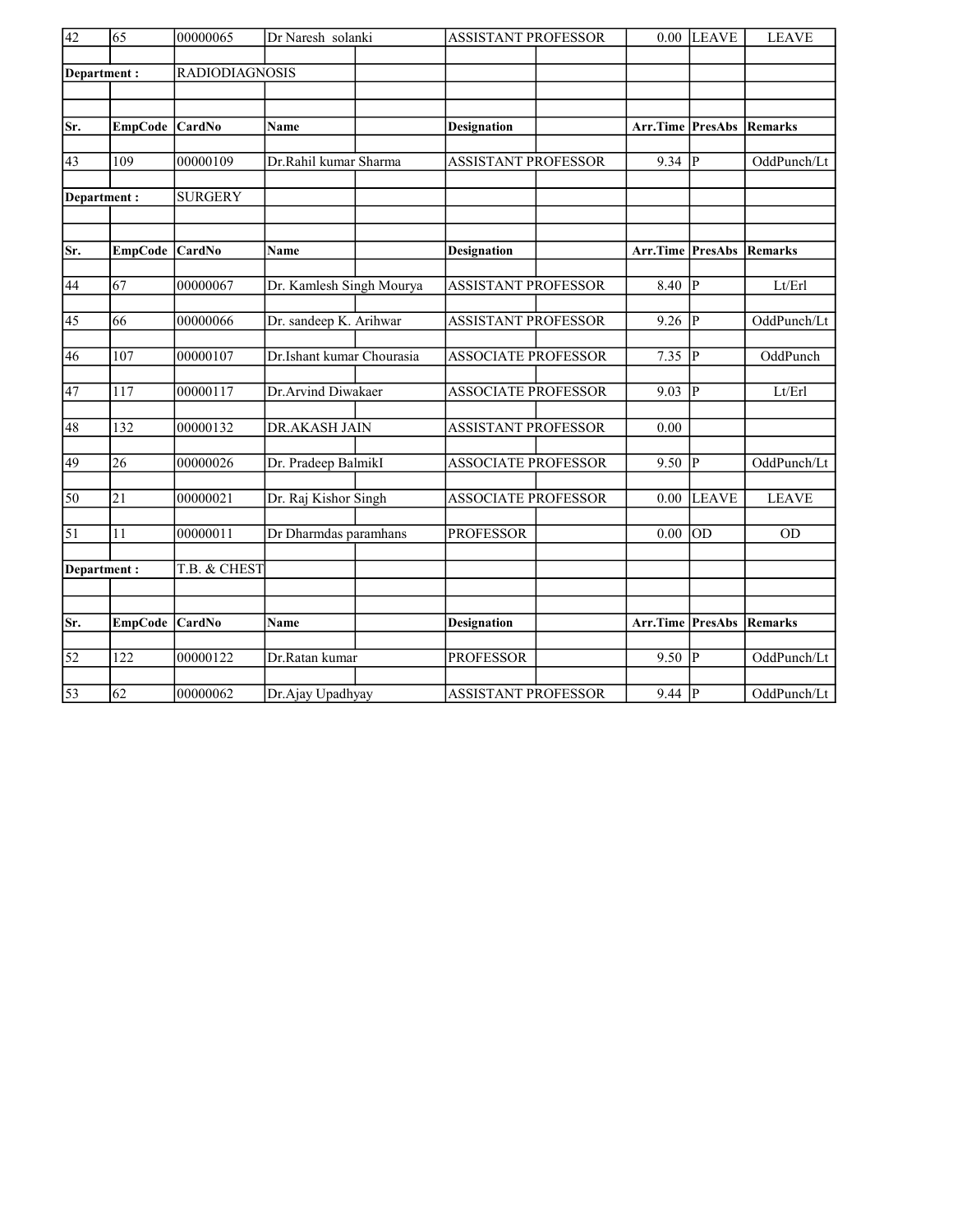| | | | | | | |
|---|---|---|---|---|---|---|
| 42 | 65 | 00000065 | Dr Naresh solanki | ASSISTANT PROFESSOR | 0.00 | LEAVE | LEAVE |

Department : RADIODIAGNOSIS

| Sr. | EmpCode | CardNo | Name | Designation | Arr.Time | PresAbs | Remarks |
|---|---|---|---|---|---|---|---|
| 43 | 109 | 00000109 | Dr.Rahil kumar Sharma | ASSISTANT PROFESSOR | 9.34 | P | OddPunch/Lt |

Department : SURGERY

| Sr. | EmpCode | CardNo | Name | Designation | Arr.Time | PresAbs | Remarks |
|---|---|---|---|---|---|---|---|
| 44 | 67 | 00000067 | Dr. Kamlesh Singh Mourya | ASSISTANT PROFESSOR | 8.40 | P | Lt/Erl |
| 45 | 66 | 00000066 | Dr. sandeep K. Arihwar | ASSISTANT PROFESSOR | 9.26 | P | OddPunch/Lt |
| 46 | 107 | 00000107 | Dr.Ishant kumar Chourasia | ASSOCIATE PROFESSOR | 7.35 | P | OddPunch |
| 47 | 117 | 00000117 | Dr.Arvind Diwakaer | ASSOCIATE PROFESSOR | 9.03 | P | Lt/Erl |
| 48 | 132 | 00000132 | DR.AKASH JAIN | ASSISTANT PROFESSOR | 0.00 | | |
| 49 | 26 | 00000026 | Dr. Pradeep BalmikI | ASSOCIATE PROFESSOR | 9.50 | P | OddPunch/Lt |
| 50 | 21 | 00000021 | Dr. Raj Kishor Singh | ASSOCIATE PROFESSOR | 0.00 | LEAVE | LEAVE |
| 51 | 11 | 00000011 | Dr Dharmdas paramhans | PROFESSOR | 0.00 | OD | OD |

Department : T.B. & CHEST

| Sr. | EmpCode | CardNo | Name | Designation | Arr.Time | PresAbs | Remarks |
|---|---|---|---|---|---|---|---|
| 52 | 122 | 00000122 | Dr.Ratan kumar | PROFESSOR | 9.50 | P | OddPunch/Lt |
| 53 | 62 | 00000062 | Dr.Ajay Upadhyay | ASSISTANT PROFESSOR | 9.44 | P | OddPunch/Lt |